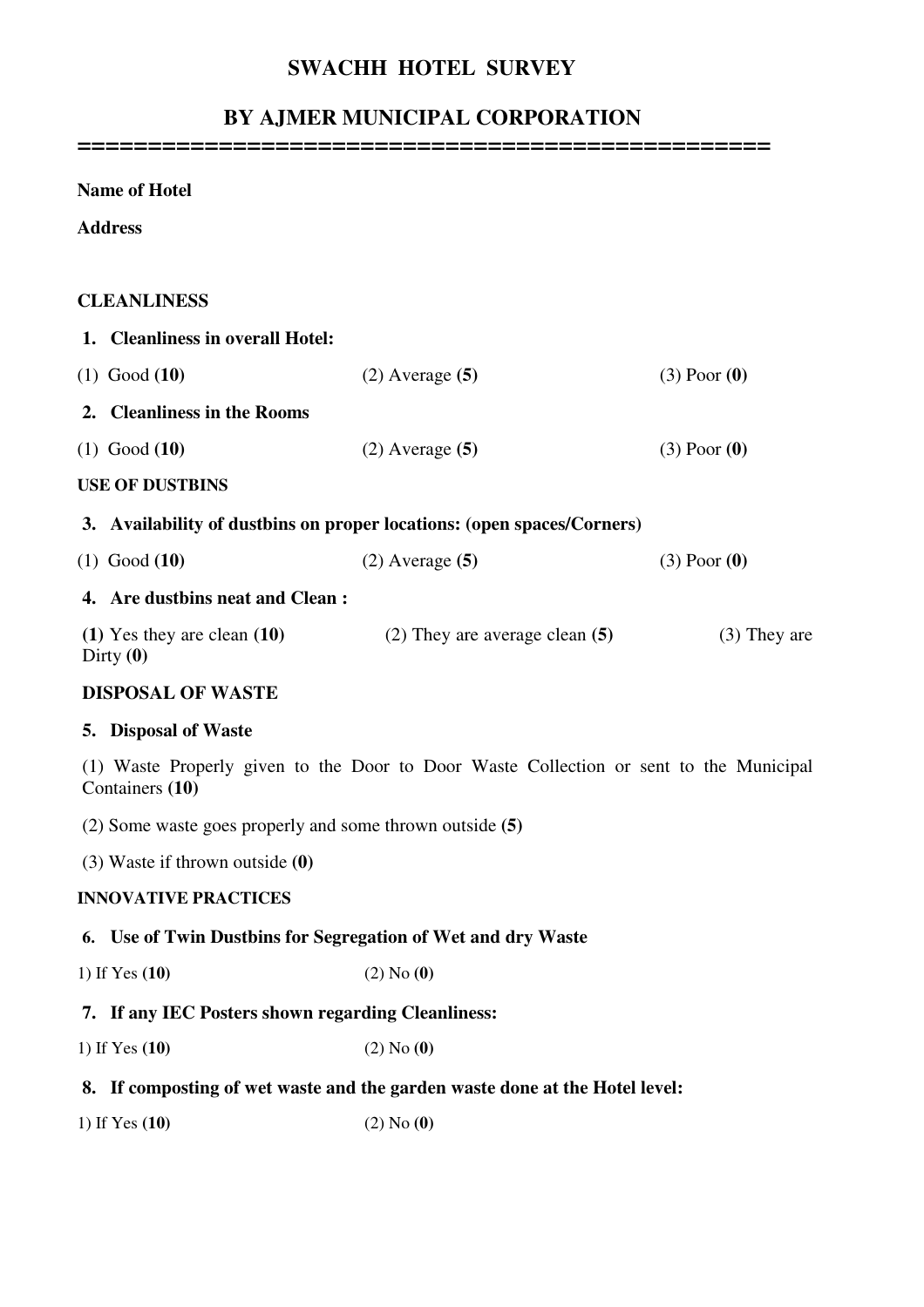# SWACHH HOTEL SURVEY

## BY AJMER MUNICIPAL CORPORATION

**Name of Hotel**

**Address**

### CLEANLINESS

**1. Cleanliness in overall Hotel:**

(1) Good **(10)** (2) Average **(5)** (3) Poor **(0)**

**2. Cleanliness in the Rooms**

(1) Good **(10)** (2) Average **(5)** (3) Poor **(0)**

### USE OF DUSTBINS

**3. Availability of dustbins on proper locations: (open spaces/Corners)**

(1) Good **(10)** (2) Average **(5)** (3) Poor **(0)**

**4. Are dustbins neat and Clean :**

**(1)** Yes they are clean **(10)** (2) They are average clean **(5)** (3) They are Dirty **(0)**

### DISPOSAL OF WASTE

**5. Disposal of Waste**

(1) Waste Properly given to the Door to Door Waste Collection or sent to the Municipal Containers **(10)**

(2) Some waste goes properly and some thrown outside **(5)**

(3) Waste if thrown outside **(0)**

### INNOVATIVE PRACTICES

**6. Use of Twin Dustbins for Segregation of Wet and dry Waste**

1) If Yes **(10)** (2) No **(0)**

**7. If any IEC Posters shown regarding Cleanliness:**

1) If Yes **(10)** (2) No **(0)**

**8. If composting of wet waste and the garden waste done at the Hotel level:**

1) If Yes **(10)** (2) No **(0)**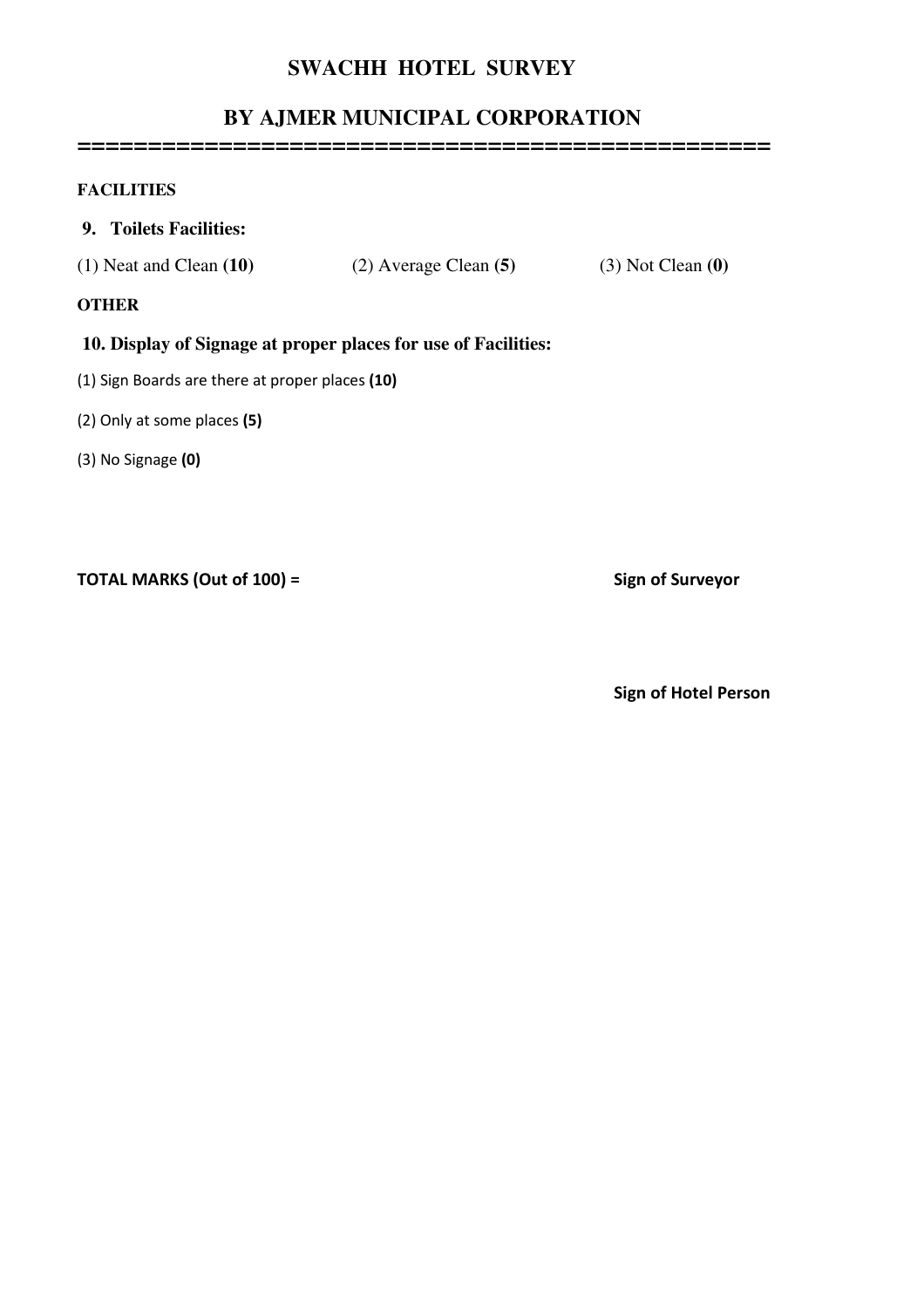# SWACHH HOTEL SURVEY

## BY AJMER MUNICIPAL CORPORATION

==================================================

**FACILITIES**

**9. Toilets Facilities:**

(1) Neat and Clean **(10)** (2) Average Clean **(5)** (3) Not Clean **(0)**

**OTHER**

**10. Display of Signage at proper places for use of Facilities:**

(1) Sign Boards are there at proper places **(10)**

(2) Only at some places **(5)**

(3) No Signage **(0)**

**TOTAL MARKS (Out of 100) =**

**Sign of Surveyor**

**Sign of Hotel Person**